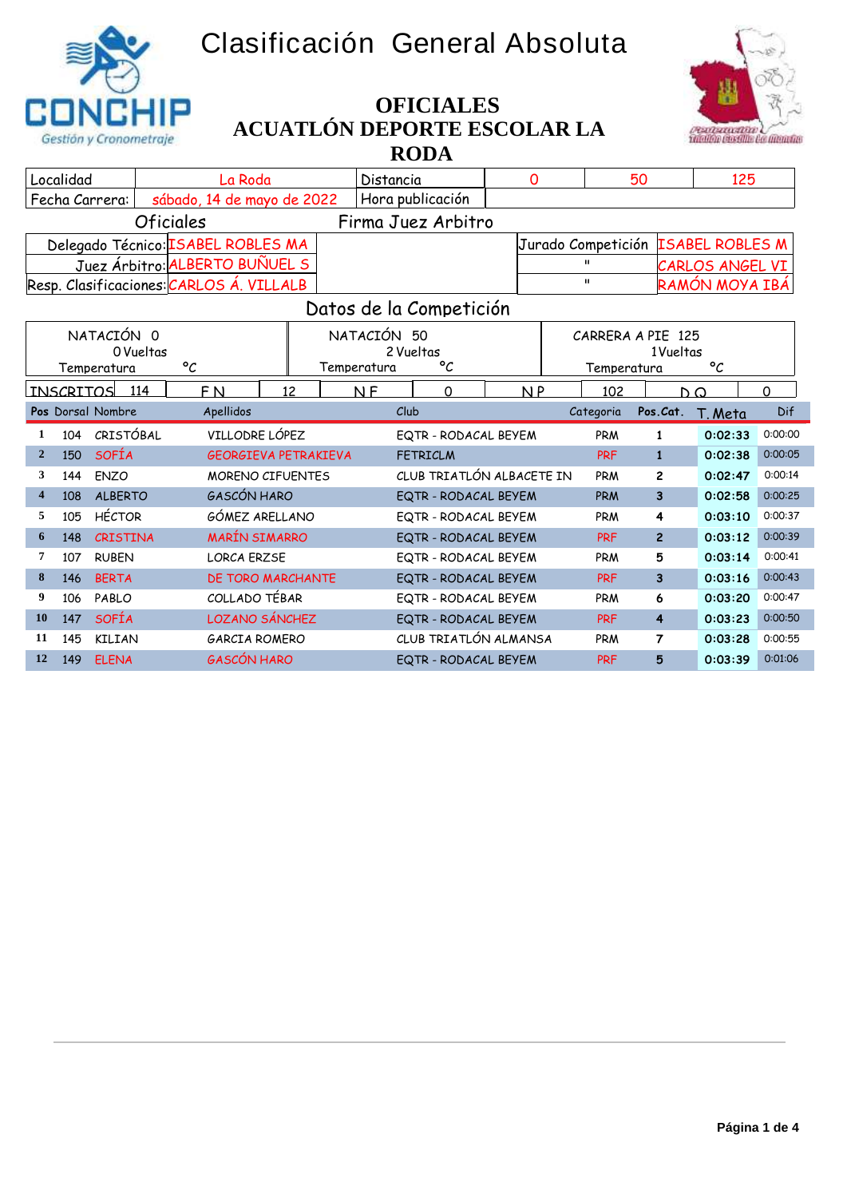# Clasificación General Absoluta

## OFICIALES
## ACUATLÓN DEPORTE ESCOLAR LA RODA

| Localidad | La Roda | Distancia | 0 | 50 | 125 |
|---|---|---|---|---|---|
| Fecha Carrera: | sábado, 14 de mayo de 2022 | Hora publicación | | | |

**Oficiales** — **Firma Juez Arbitro**

| | | | |
|---|---|---|---|
| Delegado Técnico: | ISABEL ROBLES MA | Jurado Competición | ISABEL ROBLES M |
| Juez Árbitro: | ALBERTO BUÑUEL S | " | CARLOS ANGEL VI |
| Resp. Clasificaciones: | CARLOS Á. VILLALB | " | RAMÓN MOYA IBÁ |

**Datos de la Competición**

| NATACIÓN 0 | NATACIÓN 50 | CARRERA A PIE 125 |
|---|---|---|
| 0 Vueltas | 2 Vueltas | 1 Vueltas |
| Temperatura °C | Temperatura °C | Temperatura °C |

| INSCRITOS | 114 | F N | 12 | N F | 0 | N P | 102 | D Q | 0 |
|---|---|---|---|---|---|---|---|---|---|

| Pos | Dorsal | Nombre | Apellidos | Club | Categoria | Pos.Cat. | T. Meta | Dif |
|---|---|---|---|---|---|---|---|---|
| 1 | 104 | CRISTÓBAL | VILLODRE LÓPEZ | EQTR - RODACAL BEYEM | PRM | 1 | 0:02:33 | 0:00:00 |
| 2 | 150 | SOFÍA | GEORGIEVA PETRAKIEVA | FETRICLM | PRF | 1 | 0:02:38 | 0:00:05 |
| 3 | 144 | ENZO | MORENO CIFUENTES | CLUB TRIATLÓN ALBACETE IN | PRM | 2 | 0:02:47 | 0:00:14 |
| 4 | 108 | ALBERTO | GASCÓN HARO | EQTR - RODACAL BEYEM | PRM | 3 | 0:02:58 | 0:00:25 |
| 5 | 105 | HÉCTOR | GÓMEZ ARELLANO | EQTR - RODACAL BEYEM | PRM | 4 | 0:03:10 | 0:00:37 |
| 6 | 148 | CRISTINA | MARÍN SIMARRO | EQTR - RODACAL BEYEM | PRF | 2 | 0:03:12 | 0:00:39 |
| 7 | 107 | RUBEN | LORCA ERZSE | EQTR - RODACAL BEYEM | PRM | 5 | 0:03:14 | 0:00:41 |
| 8 | 146 | BERTA | DE TORO MARCHANTE | EQTR - RODACAL BEYEM | PRF | 3 | 0:03:16 | 0:00:43 |
| 9 | 106 | PABLO | COLLADO TÉBAR | EQTR - RODACAL BEYEM | PRM | 6 | 0:03:20 | 0:00:47 |
| 10 | 147 | SOFÍA | LOZANO SÁNCHEZ | EQTR - RODACAL BEYEM | PRF | 4 | 0:03:23 | 0:00:50 |
| 11 | 145 | KILIAN | GARCIA ROMERO | CLUB TRIATLÓN ALMANSA | PRM | 7 | 0:03:28 | 0:00:55 |
| 12 | 149 | ELENA | GASCÓN HARO | EQTR - RODACAL BEYEM | PRF | 5 | 0:03:39 | 0:01:06 |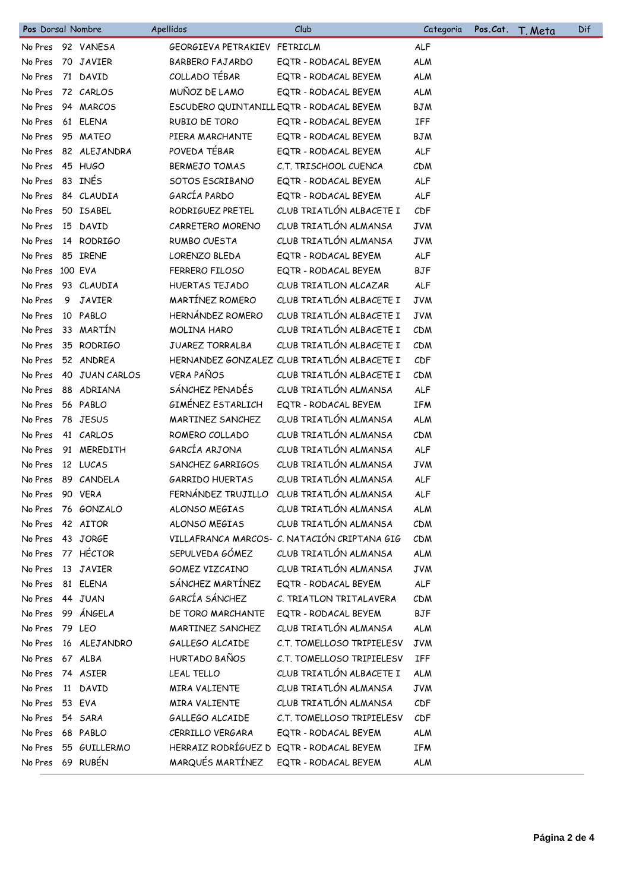| Pos | Dorsal | Nombre | Apellidos | Club | Categoria | Pos.Cat. | T. Meta | Dif |
|---|---|---|---|---|---|---|---|---|
| No Pres | 92 | VANESA | GEORGIEVA PETRAKIEV | FETRICLM | ALF | | | |
| No Pres | 70 | JAVIER | BARBERO FAJARDO | EQTR - RODACAL BEYEM | ALM | | | |
| No Pres | 71 | DAVID | COLLADO TÉBAR | EQTR - RODACAL BEYEM | ALM | | | |
| No Pres | 72 | CARLOS | MUÑOZ DE LAMO | EQTR - RODACAL BEYEM | ALM | | | |
| No Pres | 94 | MARCOS | ESCUDERO QUINTANILL | EQTR - RODACAL BEYEM | BJM | | | |
| No Pres | 61 | ELENA | RUBIO DE TORO | EQTR - RODACAL BEYEM | IFF | | | |
| No Pres | 95 | MATEO | PIERA MARCHANTE | EQTR - RODACAL BEYEM | BJM | | | |
| No Pres | 82 | ALEJANDRA | POVEDA TÉBAR | EQTR - RODACAL BEYEM | ALF | | | |
| No Pres | 45 | HUGO | BERMEJO TOMAS | C.T. TRISCHOOL CUENCA | CDM | | | |
| No Pres | 83 | INÉS | SOTOS ESCRIBANO | EQTR - RODACAL BEYEM | ALF | | | |
| No Pres | 84 | CLAUDIA | GARCÍA PARDO | EQTR - RODACAL BEYEM | ALF | | | |
| No Pres | 50 | ISABEL | RODRIGUEZ PRETEL | CLUB TRIATLÓN ALBACETE I | CDF | | | |
| No Pres | 15 | DAVID | CARRETERO MORENO | CLUB TRIATLÓN ALMANSA | JVM | | | |
| No Pres | 14 | RODRIGO | RUMBO CUESTA | CLUB TRIATLÓN ALMANSA | JVM | | | |
| No Pres | 85 | IRENE | LORENZO BLEDA | EQTR - RODACAL BEYEM | ALF | | | |
| No Pres | 100 | EVA | FERRERO FILOSO | EQTR - RODACAL BEYEM | BJF | | | |
| No Pres | 93 | CLAUDIA | HUERTAS TEJADO | CLUB TRIATLON ALCAZAR | ALF | | | |
| No Pres | 9 | JAVIER | MARTÍNEZ ROMERO | CLUB TRIATLÓN ALBACETE I | JVM | | | |
| No Pres | 10 | PABLO | HERNÁNDEZ ROMERO | CLUB TRIATLÓN ALBACETE I | JVM | | | |
| No Pres | 33 | MARTÍN | MOLINA HARO | CLUB TRIATLÓN ALBACETE I | CDM | | | |
| No Pres | 35 | RODRIGO | JUAREZ TORRALBA | CLUB TRIATLÓN ALBACETE I | CDM | | | |
| No Pres | 52 | ANDREA | HERNANDEZ GONZALEZ | CLUB TRIATLÓN ALBACETE I | CDF | | | |
| No Pres | 40 | JUAN CARLOS | VERA PAÑOS | CLUB TRIATLÓN ALBACETE I | CDM | | | |
| No Pres | 88 | ADRIANA | SÁNCHEZ PENADÉS | CLUB TRIATLÓN ALMANSA | ALF | | | |
| No Pres | 56 | PABLO | GIMÉNEZ ESTARLICH | EQTR - RODACAL BEYEM | IFM | | | |
| No Pres | 78 | JESUS | MARTINEZ SANCHEZ | CLUB TRIATLÓN ALMANSA | ALM | | | |
| No Pres | 41 | CARLOS | ROMERO COLLADO | CLUB TRIATLÓN ALMANSA | CDM | | | |
| No Pres | 91 | MEREDITH | GARCÍA ARJONA | CLUB TRIATLÓN ALMANSA | ALF | | | |
| No Pres | 12 | LUCAS | SANCHEZ GARRIGOS | CLUB TRIATLÓN ALMANSA | JVM | | | |
| No Pres | 89 | CANDELA | GARRIDO HUERTAS | CLUB TRIATLÓN ALMANSA | ALF | | | |
| No Pres | 90 | VERA | FERNÁNDEZ TRUJILLO | CLUB TRIATLÓN ALMANSA | ALF | | | |
| No Pres | 76 | GONZALO | ALONSO MEGIAS | CLUB TRIATLÓN ALMANSA | ALM | | | |
| No Pres | 42 | AITOR | ALONSO MEGIAS | CLUB TRIATLÓN ALMANSA | CDM | | | |
| No Pres | 43 | JORGE | VILLAFRANCA MARCOS- | C. NATACIÓN CRIPTANA GIG | CDM | | | |
| No Pres | 77 | HÉCTOR | SEPULVEDA GÓMEZ | CLUB TRIATLÓN ALMANSA | ALM | | | |
| No Pres | 13 | JAVIER | GOMEZ VIZCAINO | CLUB TRIATLÓN ALMANSA | JVM | | | |
| No Pres | 81 | ELENA | SÁNCHEZ MARTÍNEZ | EQTR - RODACAL BEYEM | ALF | | | |
| No Pres | 44 | JUAN | GARCÍA SÁNCHEZ | C. TRIATLON TRITALAVERA | CDM | | | |
| No Pres | 99 | ÁNGELA | DE TORO MARCHANTE | EQTR - RODACAL BEYEM | BJF | | | |
| No Pres | 79 | LEO | MARTINEZ SANCHEZ | CLUB TRIATLÓN ALMANSA | ALM | | | |
| No Pres | 16 | ALEJANDRO | GALLEGO ALCAIDE | C.T. TOMELLOSO TRIPIELESV | JVM | | | |
| No Pres | 67 | ALBA | HURTADO BAÑOS | C.T. TOMELLOSO TRIPIELESV | IFF | | | |
| No Pres | 74 | ASIER | LEAL TELLO | CLUB TRIATLÓN ALBACETE I | ALM | | | |
| No Pres | 11 | DAVID | MIRA VALIENTE | CLUB TRIATLÓN ALMANSA | JVM | | | |
| No Pres | 53 | EVA | MIRA VALIENTE | CLUB TRIATLÓN ALMANSA | CDF | | | |
| No Pres | 54 | SARA | GALLEGO ALCAIDE | C.T. TOMELLOSO TRIPIELESV | CDF | | | |
| No Pres | 68 | PABLO | CERRILLO VERGARA | EQTR - RODACAL BEYEM | ALM | | | |
| No Pres | 55 | GUILLERMO | HERRAIZ RODRÍGUEZ D | EQTR - RODACAL BEYEM | IFM | | | |
| No Pres | 69 | RUBÉN | MARQUÉS MARTÍNEZ | EQTR - RODACAL BEYEM | ALM | | | |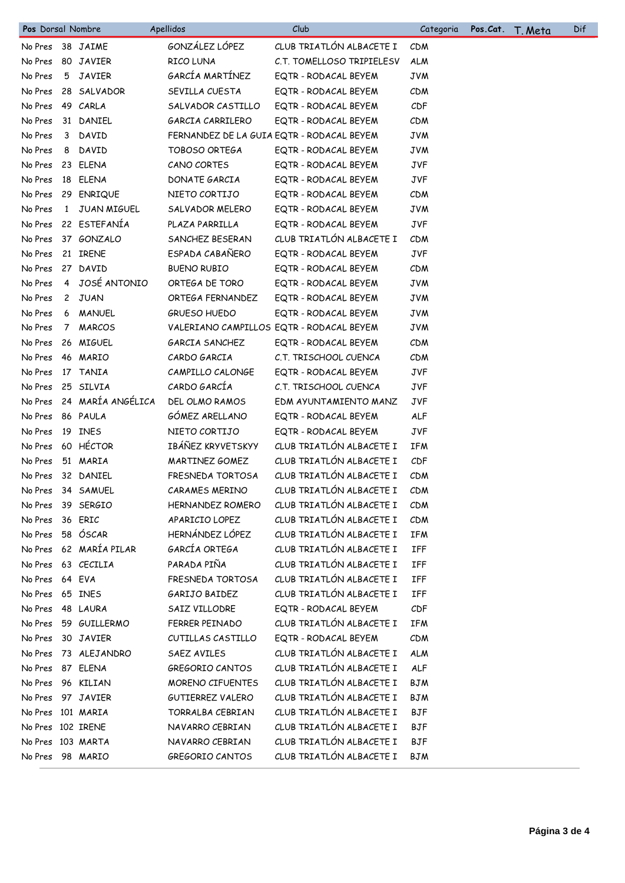| Pos | Dorsal | Nombre | Apellidos | Club | Categoria | Pos.Cat. | T. Meta | Dif |
|---|---|---|---|---|---|---|---|---|
| No Pres | 38 | JAIME | GONZÁLEZ LÓPEZ | CLUB TRIATLÓN ALBACETE I | CDM | | | |
| No Pres | 80 | JAVIER | RICO LUNA | C.T. TOMELLOSO TRIPIELESV | ALM | | | |
| No Pres | 5 | JAVIER | GARCÍA MARTÍNEZ | EQTR - RODACAL BEYEM | JVM | | | |
| No Pres | 28 | SALVADOR | SEVILLA CUESTA | EQTR - RODACAL BEYEM | CDM | | | |
| No Pres | 49 | CARLA | SALVADOR CASTILLO | EQTR - RODACAL BEYEM | CDF | | | |
| No Pres | 31 | DANIEL | GARCIA CARRILERO | EQTR - RODACAL BEYEM | CDM | | | |
| No Pres | 3 | DAVID | FERNANDEZ DE LA GUIA | EQTR - RODACAL BEYEM | JVM | | | |
| No Pres | 8 | DAVID | TOBOSO ORTEGA | EQTR - RODACAL BEYEM | JVM | | | |
| No Pres | 23 | ELENA | CANO CORTES | EQTR - RODACAL BEYEM | JVF | | | |
| No Pres | 18 | ELENA | DONATE GARCIA | EQTR - RODACAL BEYEM | JVF | | | |
| No Pres | 29 | ENRIQUE | NIETO CORTIJO | EQTR - RODACAL BEYEM | CDM | | | |
| No Pres | 1 | JUAN MIGUEL | SALVADOR MELERO | EQTR - RODACAL BEYEM | JVM | | | |
| No Pres | 22 | ESTEFANÍA | PLAZA PARRILLA | EQTR - RODACAL BEYEM | JVF | | | |
| No Pres | 37 | GONZALO | SANCHEZ BESERAN | CLUB TRIATLÓN ALBACETE I | CDM | | | |
| No Pres | 21 | IRENE | ESPADA CABAÑERO | EQTR - RODACAL BEYEM | JVF | | | |
| No Pres | 27 | DAVID | BUENO RUBIO | EQTR - RODACAL BEYEM | CDM | | | |
| No Pres | 4 | JOSÉ ANTONIO | ORTEGA DE TORO | EQTR - RODACAL BEYEM | JVM | | | |
| No Pres | 2 | JUAN | ORTEGA FERNANDEZ | EQTR - RODACAL BEYEM | JVM | | | |
| No Pres | 6 | MANUEL | GRUESO HUEDO | EQTR - RODACAL BEYEM | JVM | | | |
| No Pres | 7 | MARCOS | VALERIANO CAMPILLOS | EQTR - RODACAL BEYEM | JVM | | | |
| No Pres | 26 | MIGUEL | GARCIA SANCHEZ | EQTR - RODACAL BEYEM | CDM | | | |
| No Pres | 46 | MARIO | CARDO GARCIA | C.T. TRISCHOOL CUENCA | CDM | | | |
| No Pres | 17 | TANIA | CAMPILLO CALONGE | EQTR - RODACAL BEYEM | JVF | | | |
| No Pres | 25 | SILVIA | CARDO GARCÍA | C.T. TRISCHOOL CUENCA | JVF | | | |
| No Pres | 24 | MARÍA ANGÉLICA | DEL OLMO RAMOS | EDM AYUNTAMIENTO MANZ | JVF | | | |
| No Pres | 86 | PAULA | GÓMEZ ARELLANO | EQTR - RODACAL BEYEM | ALF | | | |
| No Pres | 19 | INES | NIETO CORTIJO | EQTR - RODACAL BEYEM | JVF | | | |
| No Pres | 60 | HÉCTOR | IBÁÑEZ KRYVETSKYY | CLUB TRIATLÓN ALBACETE I | IFM | | | |
| No Pres | 51 | MARIA | MARTINEZ GOMEZ | CLUB TRIATLÓN ALBACETE I | CDF | | | |
| No Pres | 32 | DANIEL | FRESNEDA TORTOSA | CLUB TRIATLÓN ALBACETE I | CDM | | | |
| No Pres | 34 | SAMUEL | CARAMES MERINO | CLUB TRIATLÓN ALBACETE I | CDM | | | |
| No Pres | 39 | SERGIO | HERNANDEZ ROMERO | CLUB TRIATLÓN ALBACETE I | CDM | | | |
| No Pres | 36 | ERIC | APARICIO LOPEZ | CLUB TRIATLÓN ALBACETE I | CDM | | | |
| No Pres | 58 | ÓSCAR | HERNÁNDEZ LÓPEZ | CLUB TRIATLÓN ALBACETE I | IFM | | | |
| No Pres | 62 | MARÍA PILAR | GARCÍA ORTEGA | CLUB TRIATLÓN ALBACETE I | IFF | | | |
| No Pres | 63 | CECILIA | PARADA PIÑA | CLUB TRIATLÓN ALBACETE I | IFF | | | |
| No Pres | 64 | EVA | FRESNEDA TORTOSA | CLUB TRIATLÓN ALBACETE I | IFF | | | |
| No Pres | 65 | INES | GARIJO BAIDEZ | CLUB TRIATLÓN ALBACETE I | IFF | | | |
| No Pres | 48 | LAURA | SAIZ VILLODRE | EQTR - RODACAL BEYEM | CDF | | | |
| No Pres | 59 | GUILLERMO | FERRER PEINADO | CLUB TRIATLÓN ALBACETE I | IFM | | | |
| No Pres | 30 | JAVIER | CUTILLAS CASTILLO | EQTR - RODACAL BEYEM | CDM | | | |
| No Pres | 73 | ALEJANDRO | SAEZ AVILES | CLUB TRIATLÓN ALBACETE I | ALM | | | |
| No Pres | 87 | ELENA | GREGORIO CANTOS | CLUB TRIATLÓN ALBACETE I | ALF | | | |
| No Pres | 96 | KILIAN | MORENO CIFUENTES | CLUB TRIATLÓN ALBACETE I | BJM | | | |
| No Pres | 97 | JAVIER | GUTIERREZ VALERO | CLUB TRIATLÓN ALBACETE I | BJM | | | |
| No Pres | 101 | MARIA | TORRALBA CEBRIAN | CLUB TRIATLÓN ALBACETE I | BJF | | | |
| No Pres | 102 | IRENE | NAVARRO CEBRIAN | CLUB TRIATLÓN ALBACETE I | BJF | | | |
| No Pres | 103 | MARTA | NAVARRO CEBRIAN | CLUB TRIATLÓN ALBACETE I | BJF | | | |
| No Pres | 98 | MARIO | GREGORIO CANTOS | CLUB TRIATLÓN ALBACETE I | BJM | | | |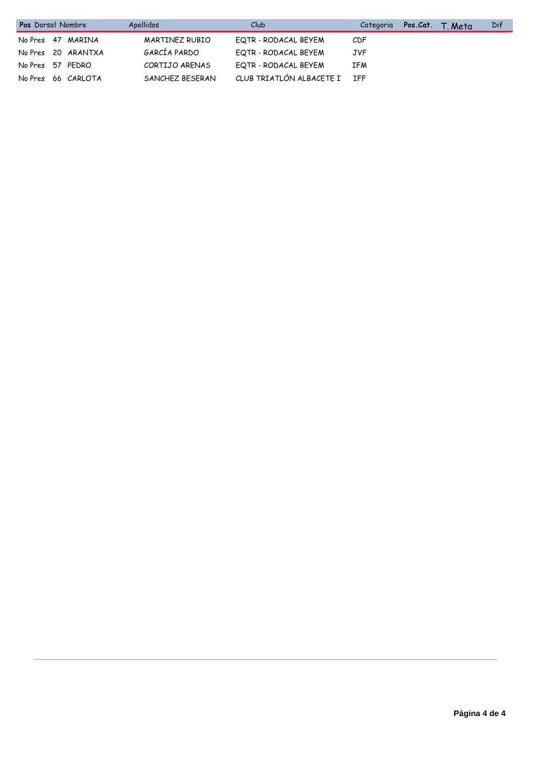| Pos | Dorsal | Nombre | Apellidos | Club | Categoria | Pos.Cat. | T. Meta | Dif |
|---|---|---|---|---|---|---|---|---|
| No Pres | 47 | MARINA | MARTINEZ RUBIO | EQTR - RODACAL BEYEM | CDF | | | |
| No Pres | 20 | ARANTXA | GARCÍA PARDO | EQTR - RODACAL BEYEM | JVF | | | |
| No Pres | 57 | PEDRO | CORTIJO ARENAS | EQTR - RODACAL BEYEM | IFM | | | |
| No Pres | 66 | CARLOTA | SANCHEZ BESERAN | CLUB TRIATLÓN ALBACETE I | IFF | | | |